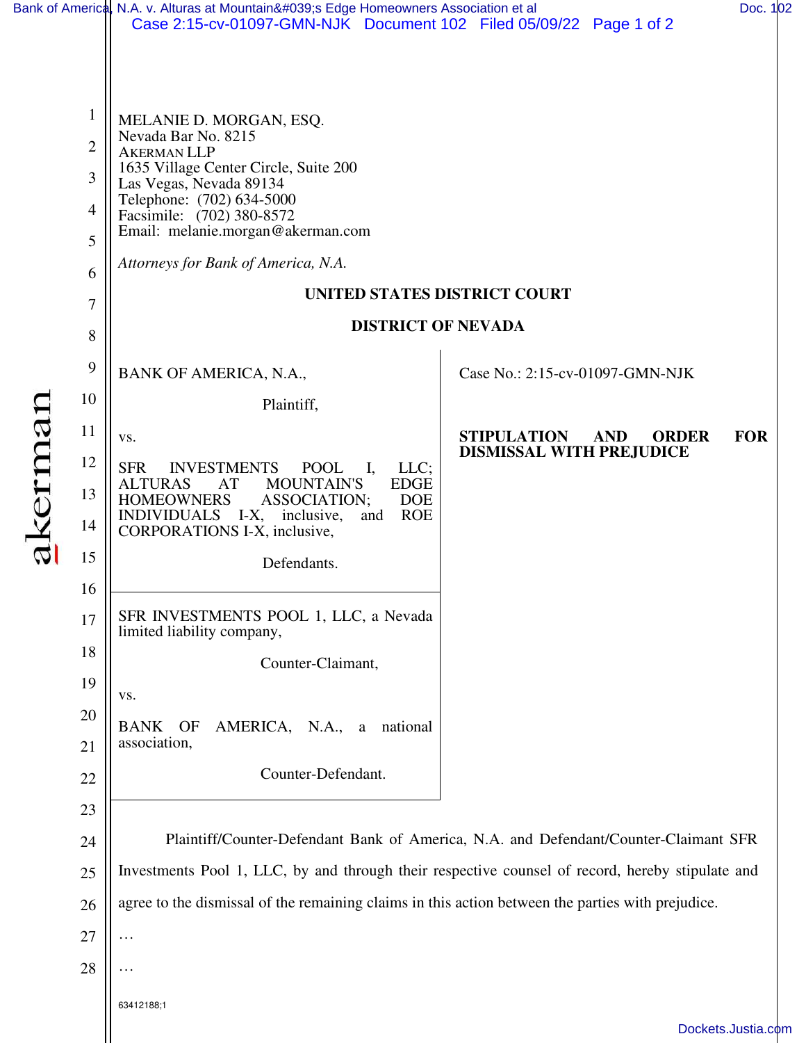MELANIE D. MORGAN, ESQ.
Nevada Bar No. 8215
AKERMAN LLP
1635 Village Center Circle, Suite 200
Las Vegas, Nevada 89134
Telephone: (702) 634-5000
Facsimile: (702) 380-8572
Email: melanie.morgan@akerman.com

*Attorneys for Bank of America, N.A.*

**UNITED STATES DISTRICT COURT**

**DISTRICT OF NEVADA**

BANK OF AMERICA, N.A.,

Plaintiff,

vs.

SFR INVESTMENTS POOL I, LLC; ALTURAS AT MOUNTAIN'S EDGE HOMEOWNERS ASSOCIATION; DOE INDIVIDUALS I-X, inclusive, and ROE CORPORATIONS I-X, inclusive,

Defendants.

SFR INVESTMENTS POOL 1, LLC, a Nevada limited liability company,

Counter-Claimant,

vs.

BANK OF AMERICA, N.A., a national association,

Counter-Defendant.

Case No.: 2:15-cv-01097-GMN-NJK

**STIPULATION AND ORDER FOR DISMISSAL WITH PREJUDICE**

Plaintiff/Counter-Defendant Bank of America, N.A. and Defendant/Counter-Claimant SFR Investments Pool 1, LLC, by and through their respective counsel of record, hereby stipulate and agree to the dismissal of the remaining claims in this action between the parties with prejudice.

…

…

63412188;1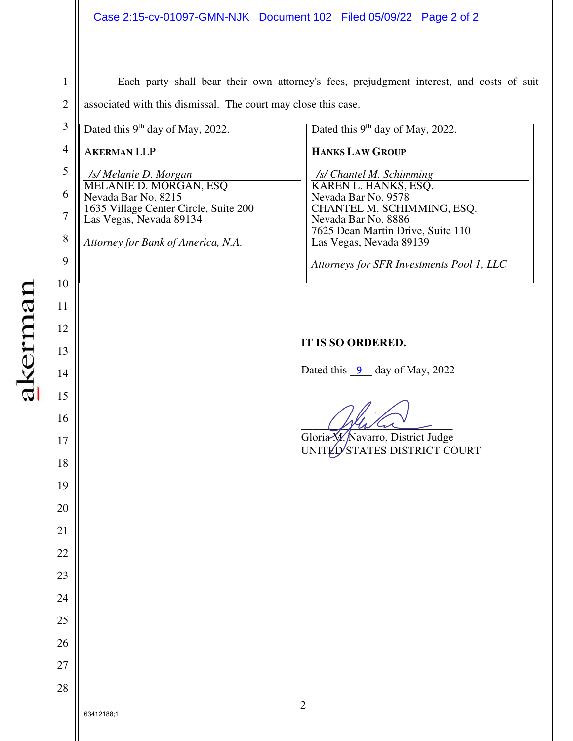Each party shall bear their own attorney's fees, prejudgment interest, and costs of suit associated with this dismissal. The court may close this case.

| | |
|---|---|
| Dated this 9th day of May, 2022.<br><br>**AKERMAN LLP**<br><br>*/s/ Melanie D. Morgan*<br>MELANIE D. MORGAN, ESQ<br>Nevada Bar No. 8215<br>1635 Village Center Circle, Suite 200<br>Las Vegas, Nevada 89134<br><br>*Attorney for Bank of America, N.A.* | Dated this 9th day of May, 2022.<br><br>**HANKS LAW GROUP**<br><br>*/s/ Chantel M. Schimming*<br>KAREN L. HANKS, ESQ.<br>Nevada Bar No. 9578<br>CHANTEL M. SCHIMMING, ESQ.<br>Nevada Bar No. 8886<br>7625 Dean Martin Drive, Suite 110<br>Las Vegas, Nevada 89139<br><br>*Attorneys for SFR Investments Pool 1, LLC* |

**IT IS SO ORDERED.**

Dated this 9 day of May, 2022

Gloria M. Navarro, District Judge
UNITED STATES DISTRICT COURT

63412188;1